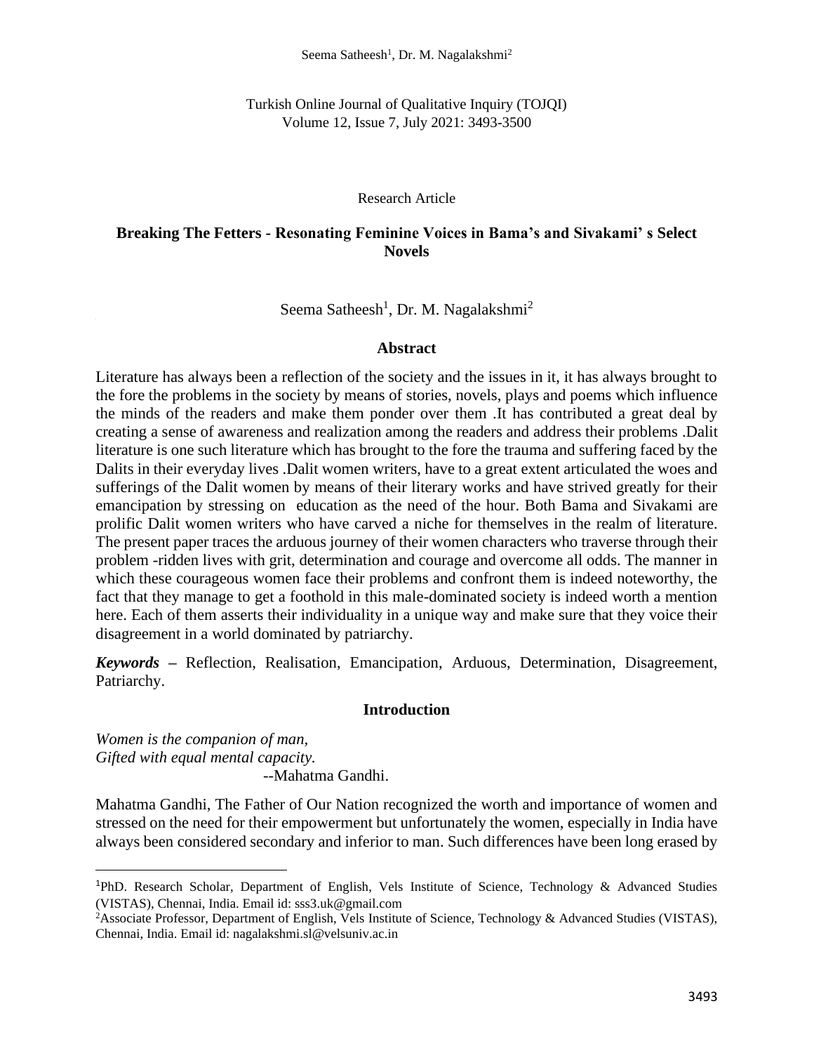Research Article

# Breaking The Fetters - Resonating Feminine Voices in Bama's and Sivakami' s Select Novels

Seema Satheesh[1], Dr. M. Nagalakshmi[2]

## Abstract

Literature has always been a reflection of the society and the issues in it, it has always brought to the fore the problems in the society by means of stories, novels, plays and poems which influence the minds of the readers and make them ponder over them .It has contributed a great deal by creating a sense of awareness and realization among the readers and address their problems .Dalit literature is one such literature which has brought to the fore the trauma and suffering faced by the Dalits in their everyday lives .Dalit women writers, have to a great extent articulated the woes and sufferings of the Dalit women by means of their literary works and have strived greatly for their emancipation by stressing on education as the need of the hour. Both Bama and Sivakami are prolific Dalit women writers who have carved a niche for themselves in the realm of literature. The present paper traces the arduous journey of their women characters who traverse through their problem -ridden lives with grit, determination and courage and overcome all odds. The manner in which these courageous women face their problems and confront them is indeed noteworthy, the fact that they manage to get a foothold in this male-dominated society is indeed worth a mention here. Each of them asserts their individuality in a unique way and make sure that they voice their disagreement in a world dominated by patriarchy.

***Keywords*** – Reflection, Realisation, Emancipation, Arduous, Determination, Disagreement, Patriarchy.

## Introduction

*Women is the companion of man,*
*Gifted with equal mental capacity.*
--Mahatma Gandhi.

Mahatma Gandhi, The Father of Our Nation recognized the worth and importance of women and stressed on the need for their empowerment but unfortunately the women, especially in India have always been considered secondary and inferior to man. Such differences have been long erased by

---

[1]PhD. Research Scholar, Department of English, Vels Institute of Science, Technology & Advanced Studies (VISTAS), Chennai, India. Email id: sss3.uk@gmail.com

[2]Associate Professor, Department of English, Vels Institute of Science, Technology & Advanced Studies (VISTAS), Chennai, India. Email id: nagalakshmi.sl@velsuniv.ac.in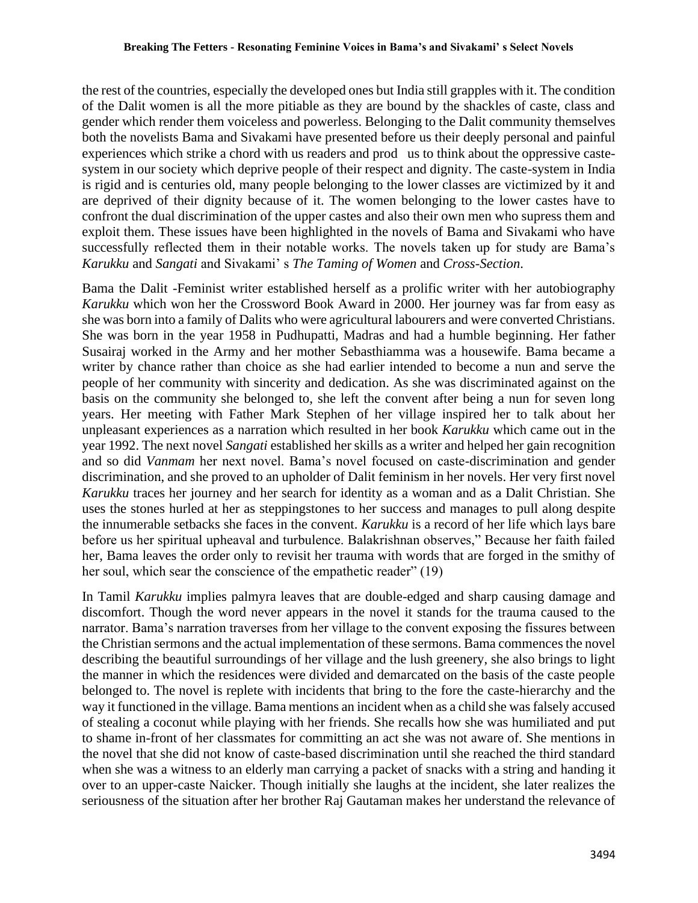the rest of the countries, especially the developed ones but India still grapples with it. The condition of the Dalit women is all the more pitiable as they are bound by the shackles of caste, class and gender which render them voiceless and powerless. Belonging to the Dalit community themselves both the novelists Bama and Sivakami have presented before us their deeply personal and painful experiences which strike a chord with us readers and prod us to think about the oppressive caste-system in our society which deprive people of their respect and dignity. The caste-system in India is rigid and is centuries old, many people belonging to the lower classes are victimized by it and are deprived of their dignity because of it. The women belonging to the lower castes have to confront the dual discrimination of the upper castes and also their own men who supress them and exploit them. These issues have been highlighted in the novels of Bama and Sivakami who have successfully reflected them in their notable works. The novels taken up for study are Bama's *Karukku* and *Sangati* and Sivakami' s *The Taming of Women* and *Cross-Section*.

Bama the Dalit -Feminist writer established herself as a prolific writer with her autobiography *Karukku* which won her the Crossword Book Award in 2000. Her journey was far from easy as she was born into a family of Dalits who were agricultural labourers and were converted Christians. She was born in the year 1958 in Pudhupatti, Madras and had a humble beginning. Her father Susairaj worked in the Army and her mother Sebasthiamma was a housewife. Bama became a writer by chance rather than choice as she had earlier intended to become a nun and serve the people of her community with sincerity and dedication. As she was discriminated against on the basis on the community she belonged to, she left the convent after being a nun for seven long years. Her meeting with Father Mark Stephen of her village inspired her to talk about her unpleasant experiences as a narration which resulted in her book *Karukku* which came out in the year 1992. The next novel *Sangati* established her skills as a writer and helped her gain recognition and so did *Vanmam* her next novel. Bama's novel focused on caste-discrimination and gender discrimination, and she proved to an upholder of Dalit feminism in her novels. Her very first novel *Karukku* traces her journey and her search for identity as a woman and as a Dalit Christian. She uses the stones hurled at her as steppingstones to her success and manages to pull along despite the innumerable setbacks she faces in the convent. *Karukku* is a record of her life which lays bare before us her spiritual upheaval and turbulence. Balakrishnan observes," Because her faith failed her, Bama leaves the order only to revisit her trauma with words that are forged in the smithy of her soul, which sear the conscience of the empathetic reader" (19)

In Tamil *Karukku* implies palmyra leaves that are double-edged and sharp causing damage and discomfort. Though the word never appears in the novel it stands for the trauma caused to the narrator. Bama's narration traverses from her village to the convent exposing the fissures between the Christian sermons and the actual implementation of these sermons. Bama commences the novel describing the beautiful surroundings of her village and the lush greenery, she also brings to light the manner in which the residences were divided and demarcated on the basis of the caste people belonged to. The novel is replete with incidents that bring to the fore the caste-hierarchy and the way it functioned in the village. Bama mentions an incident when as a child she was falsely accused of stealing a coconut while playing with her friends. She recalls how she was humiliated and put to shame in-front of her classmates for committing an act she was not aware of. She mentions in the novel that she did not know of caste-based discrimination until she reached the third standard when she was a witness to an elderly man carrying a packet of snacks with a string and handing it over to an upper-caste Naicker. Though initially she laughs at the incident, she later realizes the seriousness of the situation after her brother Raj Gautaman makes her understand the relevance of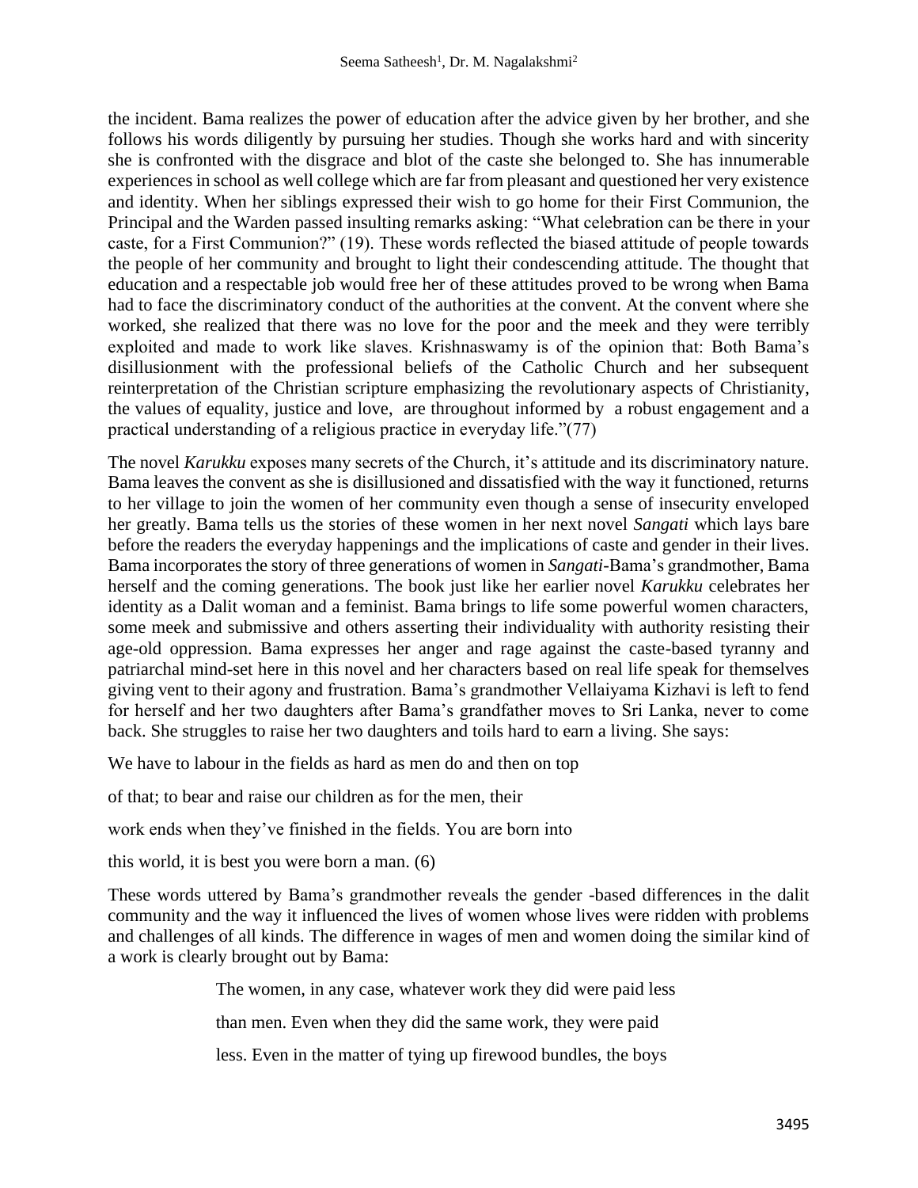the incident. Bama realizes the power of education after the advice given by her brother, and she follows his words diligently by pursuing her studies. Though she works hard and with sincerity she is confronted with the disgrace and blot of the caste she belonged to. She has innumerable experiences in school as well college which are far from pleasant and questioned her very existence and identity. When her siblings expressed their wish to go home for their First Communion, the Principal and the Warden passed insulting remarks asking: "What celebration can be there in your caste, for a First Communion?" (19). These words reflected the biased attitude of people towards the people of her community and brought to light their condescending attitude. The thought that education and a respectable job would free her of these attitudes proved to be wrong when Bama had to face the discriminatory conduct of the authorities at the convent. At the convent where she worked, she realized that there was no love for the poor and the meek and they were terribly exploited and made to work like slaves. Krishnaswamy is of the opinion that: Both Bama's disillusionment with the professional beliefs of the Catholic Church and her subsequent reinterpretation of the Christian scripture emphasizing the revolutionary aspects of Christianity, the values of equality, justice and love, are throughout informed by a robust engagement and a practical understanding of a religious practice in everyday life."(77)

The novel *Karukku* exposes many secrets of the Church, it's attitude and its discriminatory nature. Bama leaves the convent as she is disillusioned and dissatisfied with the way it functioned, returns to her village to join the women of her community even though a sense of insecurity enveloped her greatly. Bama tells us the stories of these women in her next novel *Sangati* which lays bare before the readers the everyday happenings and the implications of caste and gender in their lives. Bama incorporates the story of three generations of women in *Sangati*-Bama's grandmother, Bama herself and the coming generations. The book just like her earlier novel *Karukku* celebrates her identity as a Dalit woman and a feminist. Bama brings to life some powerful women characters, some meek and submissive and others asserting their individuality with authority resisting their age-old oppression. Bama expresses her anger and rage against the caste-based tyranny and patriarchal mind-set here in this novel and her characters based on real life speak for themselves giving vent to their agony and frustration. Bama's grandmother Vellaiyama Kizhavi is left to fend for herself and her two daughters after Bama's grandfather moves to Sri Lanka, never to come back. She struggles to raise her two daughters and toils hard to earn a living. She says:

We have to labour in the fields as hard as men do and then on top
of that; to bear and raise our children as for the men, their
work ends when they've finished in the fields. You are born into
this world, it is best you were born a man. (6)

These words uttered by Bama's grandmother reveals the gender -based differences in the dalit community and the way it influenced the lives of women whose lives were ridden with problems and challenges of all kinds. The difference in wages of men and women doing the similar kind of a work is clearly brought out by Bama:

> The women, in any case, whatever work they did were paid less
> than men. Even when they did the same work, they were paid
> less. Even in the matter of tying up firewood bundles, the boys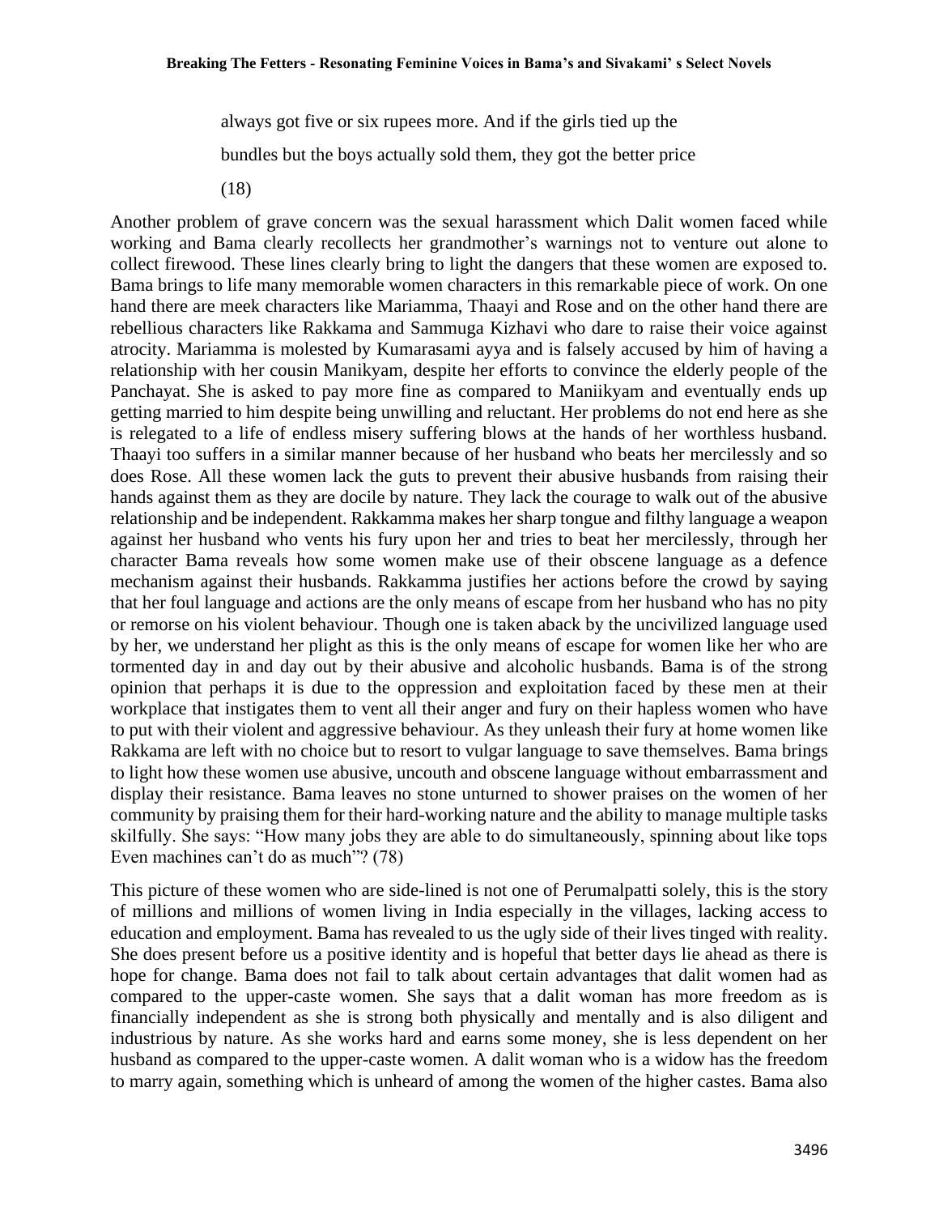always got five or six rupees more. And if the girls tied up the bundles but the boys actually sold them, they got the better price (18)

Another problem of grave concern was the sexual harassment which Dalit women faced while working and Bama clearly recollects her grandmother's warnings not to venture out alone to collect firewood. These lines clearly bring to light the dangers that these women are exposed to. Bama brings to life many memorable women characters in this remarkable piece of work. On one hand there are meek characters like Mariamma, Thaayi and Rose and on the other hand there are rebellious characters like Rakkama and Sammuga Kizhavi who dare to raise their voice against atrocity. Mariamma is molested by Kumarasami ayya and is falsely accused by him of having a relationship with her cousin Manikyam, despite her efforts to convince the elderly people of the Panchayat. She is asked to pay more fine as compared to Maniikyam and eventually ends up getting married to him despite being unwilling and reluctant. Her problems do not end here as she is relegated to a life of endless misery suffering blows at the hands of her worthless husband. Thaayi too suffers in a similar manner because of her husband who beats her mercilessly and so does Rose. All these women lack the guts to prevent their abusive husbands from raising their hands against them as they are docile by nature. They lack the courage to walk out of the abusive relationship and be independent. Rakkamma makes her sharp tongue and filthy language a weapon against her husband who vents his fury upon her and tries to beat her mercilessly, through her character Bama reveals how some women make use of their obscene language as a defence mechanism against their husbands. Rakkamma justifies her actions before the crowd by saying that her foul language and actions are the only means of escape from her husband who has no pity or remorse on his violent behaviour. Though one is taken aback by the uncivilized language used by her, we understand her plight as this is the only means of escape for women like her who are tormented day in and day out by their abusive and alcoholic husbands. Bama is of the strong opinion that perhaps it is due to the oppression and exploitation faced by these men at their workplace that instigates them to vent all their anger and fury on their hapless women who have to put with their violent and aggressive behaviour. As they unleash their fury at home women like Rakkama are left with no choice but to resort to vulgar language to save themselves. Bama brings to light how these women use abusive, uncouth and obscene language without embarrassment and display their resistance. Bama leaves no stone unturned to shower praises on the women of her community by praising them for their hard-working nature and the ability to manage multiple tasks skilfully. She says: "How many jobs they are able to do simultaneously, spinning about like tops Even machines can't do as much"? (78)

This picture of these women who are side-lined is not one of Perumalpatti solely, this is the story of millions and millions of women living in India especially in the villages, lacking access to education and employment. Bama has revealed to us the ugly side of their lives tinged with reality. She does present before us a positive identity and is hopeful that better days lie ahead as there is hope for change. Bama does not fail to talk about certain advantages that dalit women had as compared to the upper-caste women. She says that a dalit woman has more freedom as is financially independent as she is strong both physically and mentally and is also diligent and industrious by nature. As she works hard and earns some money, she is less dependent on her husband as compared to the upper-caste women. A dalit woman who is a widow has the freedom to marry again, something which is unheard of among the women of the higher castes. Bama also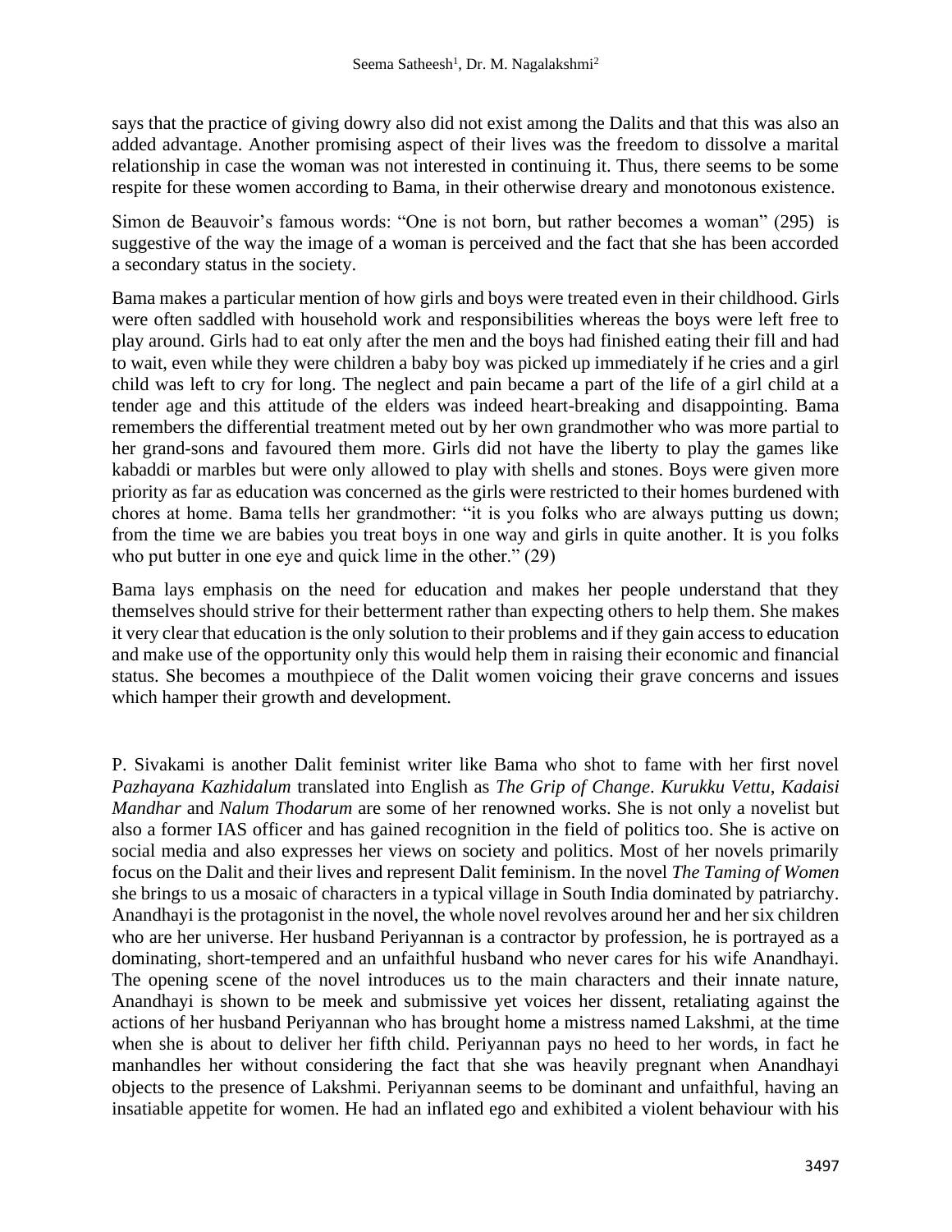says that the practice of giving dowry also did not exist among the Dalits and that this was also an added advantage. Another promising aspect of their lives was the freedom to dissolve a marital relationship in case the woman was not interested in continuing it. Thus, there seems to be some respite for these women according to Bama, in their otherwise dreary and monotonous existence.

Simon de Beauvoir's famous words: "One is not born, but rather becomes a woman" (295) is suggestive of the way the image of a woman is perceived and the fact that she has been accorded a secondary status in the society.

Bama makes a particular mention of how girls and boys were treated even in their childhood. Girls were often saddled with household work and responsibilities whereas the boys were left free to play around. Girls had to eat only after the men and the boys had finished eating their fill and had to wait, even while they were children a baby boy was picked up immediately if he cries and a girl child was left to cry for long. The neglect and pain became a part of the life of a girl child at a tender age and this attitude of the elders was indeed heart-breaking and disappointing. Bama remembers the differential treatment meted out by her own grandmother who was more partial to her grand-sons and favoured them more. Girls did not have the liberty to play the games like kabaddi or marbles but were only allowed to play with shells and stones. Boys were given more priority as far as education was concerned as the girls were restricted to their homes burdened with chores at home. Bama tells her grandmother: "it is you folks who are always putting us down; from the time we are babies you treat boys in one way and girls in quite another. It is you folks who put butter in one eye and quick lime in the other." (29)

Bama lays emphasis on the need for education and makes her people understand that they themselves should strive for their betterment rather than expecting others to help them. She makes it very clear that education is the only solution to their problems and if they gain access to education and make use of the opportunity only this would help them in raising their economic and financial status. She becomes a mouthpiece of the Dalit women voicing their grave concerns and issues which hamper their growth and development.

P. Sivakami is another Dalit feminist writer like Bama who shot to fame with her first novel *Pazhayana Kazhidalum* translated into English as *The Grip of Change*. *Kurukku Vettu*, *Kadaisi Mandhar* and *Nalum Thodarum* are some of her renowned works. She is not only a novelist but also a former IAS officer and has gained recognition in the field of politics too. She is active on social media and also expresses her views on society and politics. Most of her novels primarily focus on the Dalit and their lives and represent Dalit feminism. In the novel *The Taming of Women* she brings to us a mosaic of characters in a typical village in South India dominated by patriarchy. Anandhayi is the protagonist in the novel, the whole novel revolves around her and her six children who are her universe. Her husband Periyannan is a contractor by profession, he is portrayed as a dominating, short-tempered and an unfaithful husband who never cares for his wife Anandhayi. The opening scene of the novel introduces us to the main characters and their innate nature, Anandhayi is shown to be meek and submissive yet voices her dissent, retaliating against the actions of her husband Periyannan who has brought home a mistress named Lakshmi, at the time when she is about to deliver her fifth child. Periyannan pays no heed to her words, in fact he manhandles her without considering the fact that she was heavily pregnant when Anandhayi objects to the presence of Lakshmi. Periyannan seems to be dominant and unfaithful, having an insatiable appetite for women. He had an inflated ego and exhibited a violent behaviour with his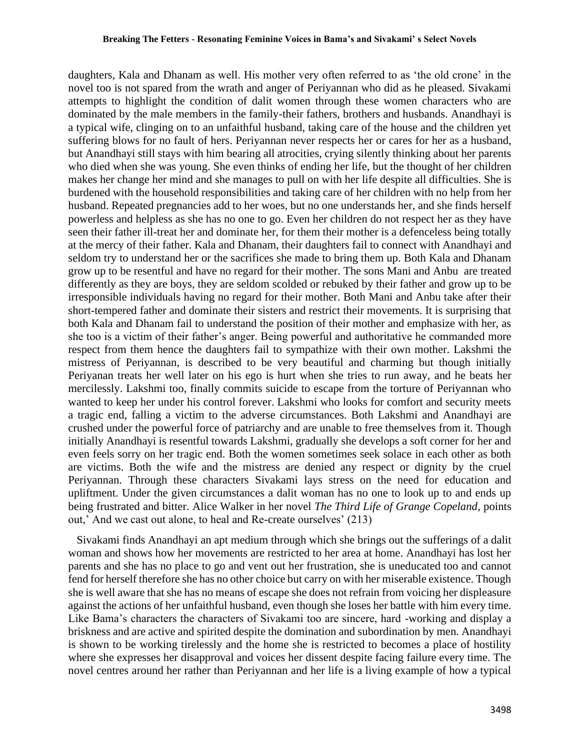daughters, Kala and Dhanam as well. His mother very often referred to as 'the old crone' in the novel too is not spared from the wrath and anger of Periyannan who did as he pleased. Sivakami attempts to highlight the condition of dalit women through these women characters who are dominated by the male members in the family-their fathers, brothers and husbands. Anandhayi is a typical wife, clinging on to an unfaithful husband, taking care of the house and the children yet suffering blows for no fault of hers. Periyannan never respects her or cares for her as a husband, but Anandhayi still stays with him bearing all atrocities, crying silently thinking about her parents who died when she was young. She even thinks of ending her life, but the thought of her children makes her change her mind and she manages to pull on with her life despite all difficulties. She is burdened with the household responsibilities and taking care of her children with no help from her husband. Repeated pregnancies add to her woes, but no one understands her, and she finds herself powerless and helpless as she has no one to go. Even her children do not respect her as they have seen their father ill-treat her and dominate her, for them their mother is a defenceless being totally at the mercy of their father. Kala and Dhanam, their daughters fail to connect with Anandhayi and seldom try to understand her or the sacrifices she made to bring them up. Both Kala and Dhanam grow up to be resentful and have no regard for their mother. The sons Mani and Anbu are treated differently as they are boys, they are seldom scolded or rebuked by their father and grow up to be irresponsible individuals having no regard for their mother. Both Mani and Anbu take after their short-tempered father and dominate their sisters and restrict their movements. It is surprising that both Kala and Dhanam fail to understand the position of their mother and emphasize with her, as she too is a victim of their father's anger. Being powerful and authoritative he commanded more respect from them hence the daughters fail to sympathize with their own mother. Lakshmi the mistress of Periyannan, is described to be very beautiful and charming but though initially Periyanan treats her well later on his ego is hurt when she tries to run away, and he beats her mercilessly. Lakshmi too, finally commits suicide to escape from the torture of Periyannan who wanted to keep her under his control forever. Lakshmi who looks for comfort and security meets a tragic end, falling a victim to the adverse circumstances. Both Lakshmi and Anandhayi are crushed under the powerful force of patriarchy and are unable to free themselves from it. Though initially Anandhayi is resentful towards Lakshmi, gradually she develops a soft corner for her and even feels sorry on her tragic end. Both the women sometimes seek solace in each other as both are victims. Both the wife and the mistress are denied any respect or dignity by the cruel Periyannan. Through these characters Sivakami lays stress on the need for education and upliftment. Under the given circumstances a dalit woman has no one to look up to and ends up being frustrated and bitter. Alice Walker in her novel *The Third Life of Grange Copeland*, points out,' And we cast out alone, to heal and Re-create ourselves' (213)

Sivakami finds Anandhayi an apt medium through which she brings out the sufferings of a dalit woman and shows how her movements are restricted to her area at home. Anandhayi has lost her parents and she has no place to go and vent out her frustration, she is uneducated too and cannot fend for herself therefore she has no other choice but carry on with her miserable existence. Though she is well aware that she has no means of escape she does not refrain from voicing her displeasure against the actions of her unfaithful husband, even though she loses her battle with him every time. Like Bama's characters the characters of Sivakami too are sincere, hard -working and display a briskness and are active and spirited despite the domination and subordination by men. Anandhayi is shown to be working tirelessly and the home she is restricted to becomes a place of hostility where she expresses her disapproval and voices her dissent despite facing failure every time. The novel centres around her rather than Periyannan and her life is a living example of how a typical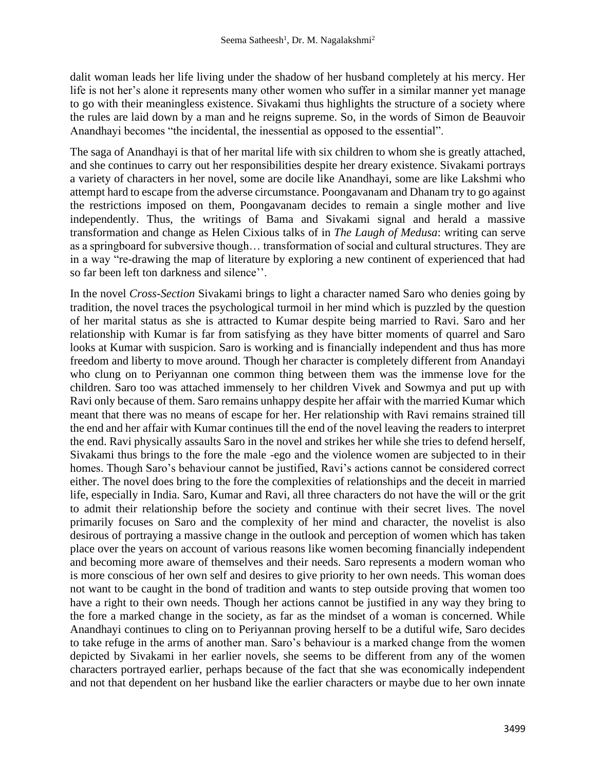dalit woman leads her life living under the shadow of her husband completely at his mercy. Her life is not her's alone it represents many other women who suffer in a similar manner yet manage to go with their meaningless existence. Sivakami thus highlights the structure of a society where the rules are laid down by a man and he reigns supreme. So, in the words of Simon de Beauvoir Anandhayi becomes "the incidental, the inessential as opposed to the essential".

The saga of Anandhayi is that of her marital life with six children to whom she is greatly attached, and she continues to carry out her responsibilities despite her dreary existence. Sivakami portrays a variety of characters in her novel, some are docile like Anandhayi, some are like Lakshmi who attempt hard to escape from the adverse circumstance. Poongavanam and Dhanam try to go against the restrictions imposed on them, Poongavanam decides to remain a single mother and live independently. Thus, the writings of Bama and Sivakami signal and herald a massive transformation and change as Helen Cixious talks of in *The Laugh of Medusa*: writing can serve as a springboard for subversive though… transformation of social and cultural structures. They are in a way "re-drawing the map of literature by exploring a new continent of experienced that had so far been left ton darkness and silence''.

In the novel *Cross-Section* Sivakami brings to light a character named Saro who denies going by tradition, the novel traces the psychological turmoil in her mind which is puzzled by the question of her marital status as she is attracted to Kumar despite being married to Ravi. Saro and her relationship with Kumar is far from satisfying as they have bitter moments of quarrel and Saro looks at Kumar with suspicion. Saro is working and is financially independent and thus has more freedom and liberty to move around. Though her character is completely different from Anandayi who clung on to Periyannan one common thing between them was the immense love for the children. Saro too was attached immensely to her children Vivek and Sowmya and put up with Ravi only because of them. Saro remains unhappy despite her affair with the married Kumar which meant that there was no means of escape for her. Her relationship with Ravi remains strained till the end and her affair with Kumar continues till the end of the novel leaving the readers to interpret the end. Ravi physically assaults Saro in the novel and strikes her while she tries to defend herself, Sivakami thus brings to the fore the male -ego and the violence women are subjected to in their homes. Though Saro's behaviour cannot be justified, Ravi's actions cannot be considered correct either. The novel does bring to the fore the complexities of relationships and the deceit in married life, especially in India. Saro, Kumar and Ravi, all three characters do not have the will or the grit to admit their relationship before the society and continue with their secret lives. The novel primarily focuses on Saro and the complexity of her mind and character, the novelist is also desirous of portraying a massive change in the outlook and perception of women which has taken place over the years on account of various reasons like women becoming financially independent and becoming more aware of themselves and their needs. Saro represents a modern woman who is more conscious of her own self and desires to give priority to her own needs. This woman does not want to be caught in the bond of tradition and wants to step outside proving that women too have a right to their own needs. Though her actions cannot be justified in any way they bring to the fore a marked change in the society, as far as the mindset of a woman is concerned. While Anandhayi continues to cling on to Periyannan proving herself to be a dutiful wife, Saro decides to take refuge in the arms of another man. Saro's behaviour is a marked change from the women depicted by Sivakami in her earlier novels, she seems to be different from any of the women characters portrayed earlier, perhaps because of the fact that she was economically independent and not that dependent on her husband like the earlier characters or maybe due to her own innate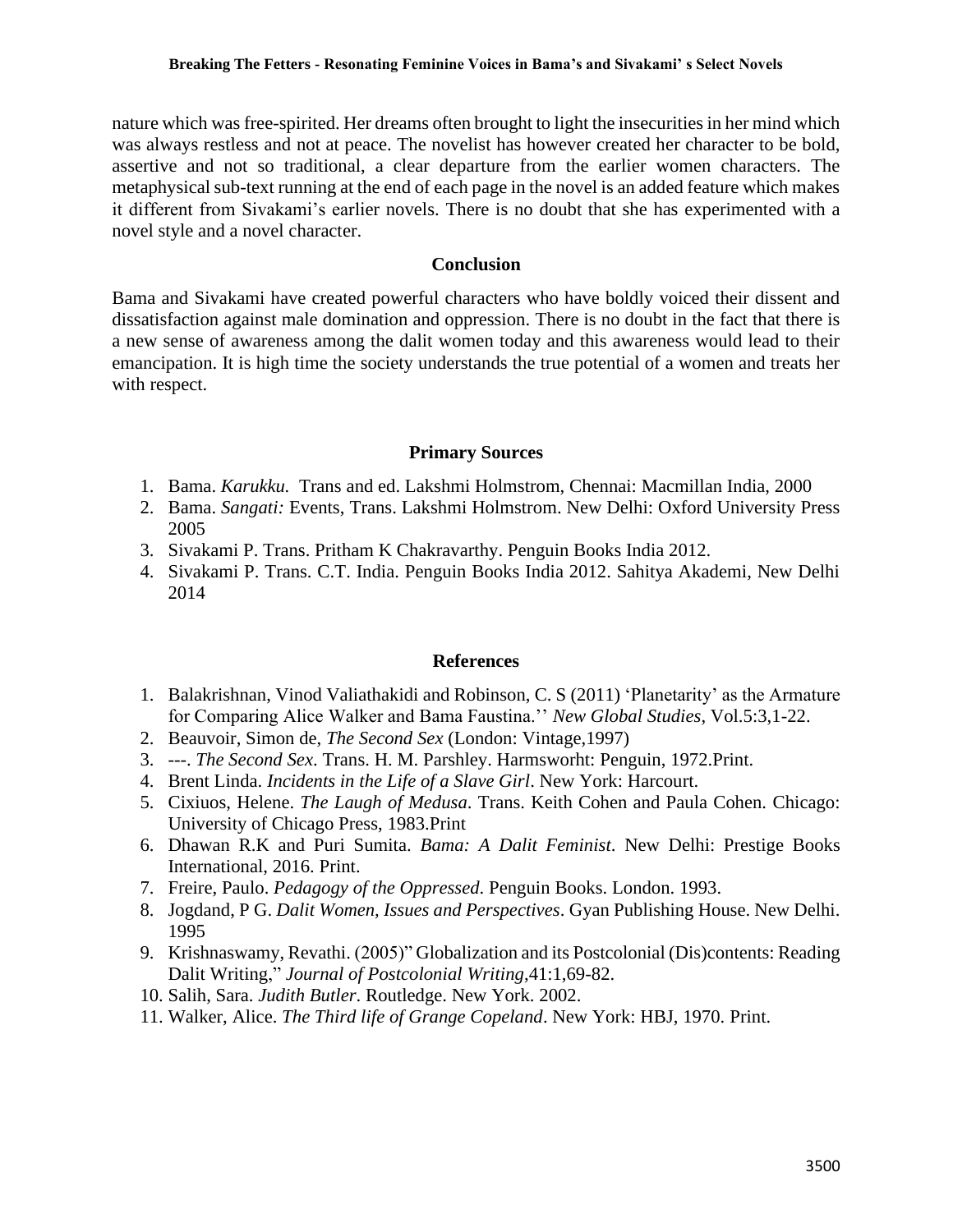nature which was free-spirited. Her dreams often brought to light the insecurities in her mind which was always restless and not at peace. The novelist has however created her character to be bold, assertive and not so traditional, a clear departure from the earlier women characters. The metaphysical sub-text running at the end of each page in the novel is an added feature which makes it different from Sivakami's earlier novels. There is no doubt that she has experimented with a novel style and a novel character.

## Conclusion

Bama and Sivakami have created powerful characters who have boldly voiced their dissent and dissatisfaction against male domination and oppression. There is no doubt in the fact that there is a new sense of awareness among the dalit women today and this awareness would lead to their emancipation. It is high time the society understands the true potential of a women and treats her with respect.

## Primary Sources

1. Bama. *Karukku.* Trans and ed. Lakshmi Holmstrom, Chennai: Macmillan India, 2000
2. Bama. *Sangati:* Events, Trans. Lakshmi Holmstrom. New Delhi: Oxford University Press 2005
3. Sivakami P. Trans. Pritham K Chakravarthy. Penguin Books India 2012.
4. Sivakami P. Trans. C.T. India. Penguin Books India 2012. Sahitya Akademi, New Delhi 2014

## References

1. Balakrishnan, Vinod Valiathakidi and Robinson, C. S (2011) 'Planetarity' as the Armature for Comparing Alice Walker and Bama Faustina.'' *New Global Studies*, Vol.5:3,1-22.
2. Beauvoir, Simon de, *The Second Sex* (London: Vintage,1997)
3. ---. *The Second Sex*. Trans. H. M. Parshley. Harmsworht: Penguin, 1972.Print.
4. Brent Linda. *Incidents in the Life of a Slave Girl*. New York: Harcourt.
5. Cixiuos, Helene. *The Laugh of Medusa*. Trans. Keith Cohen and Paula Cohen. Chicago: University of Chicago Press, 1983.Print
6. Dhawan R.K and Puri Sumita. *Bama: A Dalit Feminist*. New Delhi: Prestige Books International, 2016. Print.
7. Freire, Paulo. *Pedagogy of the Oppressed*. Penguin Books. London. 1993.
8. Jogdand, P G. *Dalit Women, Issues and Perspectives*. Gyan Publishing House. New Delhi. 1995
9. Krishnaswamy, Revathi. (2005)" Globalization and its Postcolonial (Dis)contents: Reading Dalit Writing," *Journal of Postcolonial Writing*,41:1,69-82.
10. Salih, Sara. *Judith Butler*. Routledge. New York. 2002.
11. Walker, Alice. *The Third life of Grange Copeland*. New York: HBJ, 1970. Print.